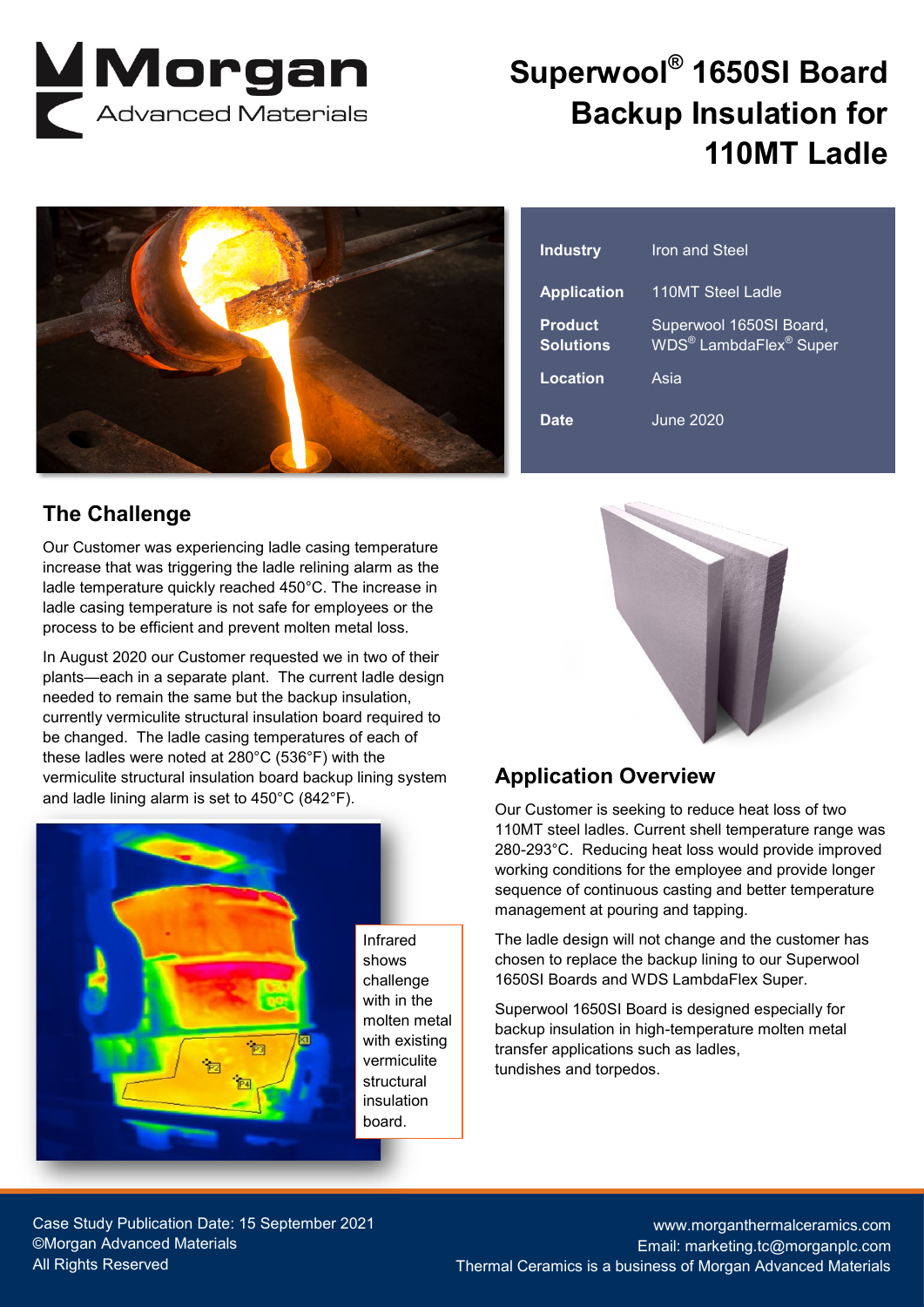# Superwool® 1650SI Board Backup Insulation for 110MT Ladle

| Industry | Iron and Steel |
|---|---|
| Application | 110MT Steel Ladle |
| Product Solutions | Superwool 1650SI Board, WDS® LambdaFlex® Super |
| Location | Asia |
| Date | June 2020 |

## The Challenge

Our Customer was experiencing ladle casing temperature increase that was triggering the ladle relining alarm as the ladle temperature quickly reached 450°C. The increase in ladle casing temperature is not safe for employees or the process to be efficient and prevent molten metal loss.

In August 2020 our Customer requested we in two of their plants—each in a separate plant. The current ladle design needed to remain the same but the backup insulation, currently vermiculite structural insulation board required to be changed. The ladle casing temperatures of each of these ladles were noted at 280°C (536°F) with the vermiculite structural insulation board backup lining system and ladle lining alarm is set to 450°C (842°F).

Infrared shows challenge with in the molten metal with existing vermiculite structural insulation board.

## Application Overview

Our Customer is seeking to reduce heat loss of two 110MT steel ladles. Current shell temperature range was 280-293°C. Reducing heat loss would provide improved working conditions for the employee and provide longer sequence of continuous casting and better temperature management at pouring and tapping.

The ladle design will not change and the customer has chosen to replace the backup lining to our Superwool 1650SI Boards and WDS LambdaFlex Super.

Superwool 1650SI Board is designed especially for backup insulation in high-temperature molten metal transfer applications such as ladles, tundishes and torpedos.

Case Study Publication Date: 15 September 2021
©Morgan Advanced Materials
All Rights Reserved

www.morganthermalceramics.com
Email: marketing.tc@morganplc.com
Thermal Ceramics is a business of Morgan Advanced Materials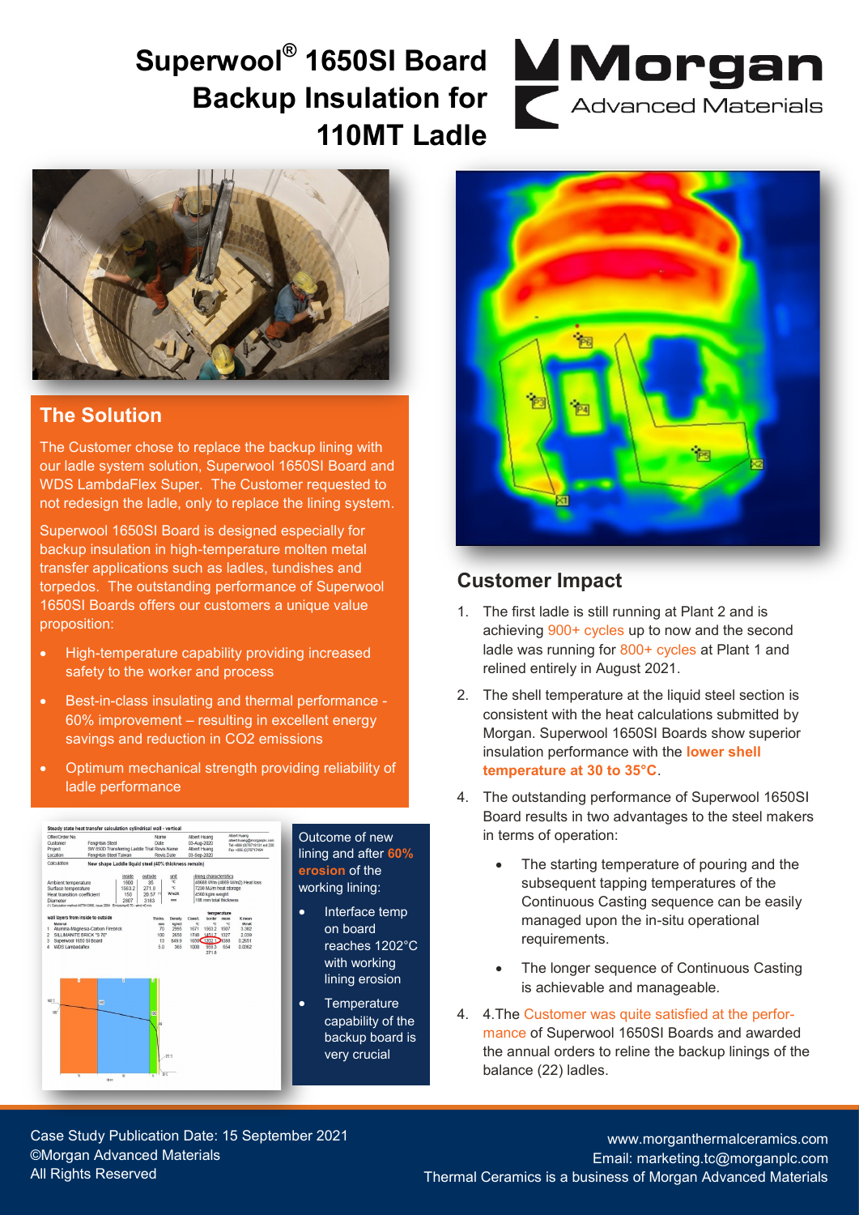# Superwool® 1650SI Board Backup Insulation for 110MT Ladle

## The Solution

The Customer chose to replace the backup lining with our ladle system solution, Superwool 1650SI Board and WDS LambdaFlex Super. The Customer requested to not redesign the ladle, only to replace the lining system.

Superwool 1650SI Board is designed especially for backup insulation in high-temperature molten metal transfer applications such as ladles, tundishes and torpedos. The outstanding performance of Superwool 1650SI Boards offers our customers a unique value proposition:

- High-temperature capability providing increased safety to the worker and process
- Best-in-class insulating and thermal performance - 60% improvement – resulting in excellent energy savings and reduction in CO2 emissions
- Optimum mechanical strength providing reliability of ladle performance

Outcome of new lining and after **60% erosion** of the working lining:

- Interface temp on board reaches 1202°C with working lining erosion
- Temperature capability of the backup board is very crucial

## Customer Impact

1. The first ladle is still running at Plant 2 and is achieving 900+ cycles up to now and the second ladle was running for 800+ cycles at Plant 1 and relined entirely in August 2021.
2. The shell temperature at the liquid steel section is consistent with the heat calculations submitted by Morgan. Superwool 1650SI Boards show superior insulation performance with the **lower shell temperature at 30 to 35°C**.
4. The outstanding performance of Superwool 1650SI Board results in two advantages to the steel makers in terms of operation:
   - The starting temperature of pouring and the subsequent tapping temperatures of the Continuous Casting sequence can be easily managed upon the in-situ operational requirements.
   - The longer sequence of Continuous Casting is achievable and manageable.
4. 4.The Customer was quite satisfied at the performance of Superwool 1650SI Boards and awarded the annual orders to reline the backup linings of the balance (22) ladles.

Case Study Publication Date: 15 September 2021
©Morgan Advanced Materials
All Rights Reserved

www.morganthermalceramics.com
Email: marketing.tc@morganplc.com
Thermal Ceramics is a business of Morgan Advanced Materials